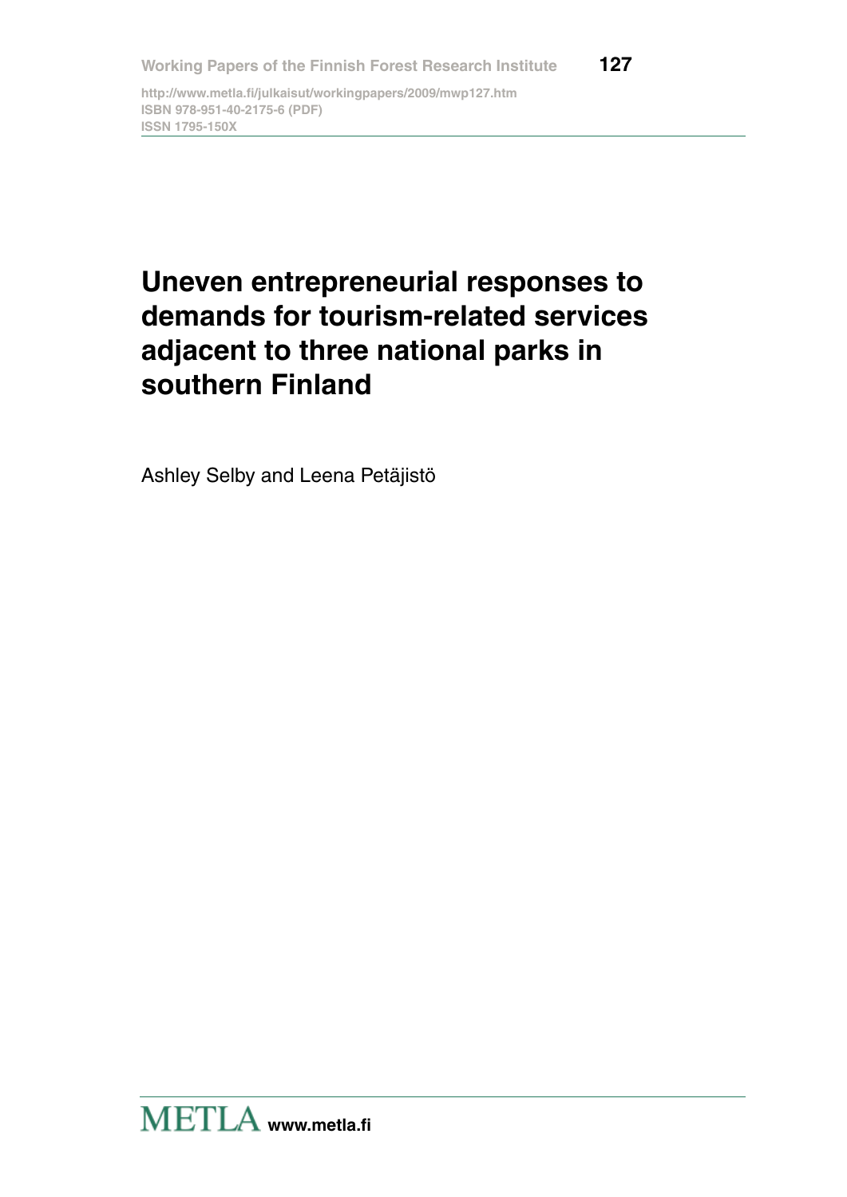Working Papers of the Finnish Forest Research Institute 127

http://www.metla.fi/julkaisut/workingpapers/2009/mwp127.htm
ISBN 978-951-40-2175-6 (PDF)
ISSN 1795-150X

# Uneven entrepreneurial responses to demands for tourism-related services adjacent to three national parks in southern Finland

Ashley Selby and Leena Petäjistö

METLA www.metla.fi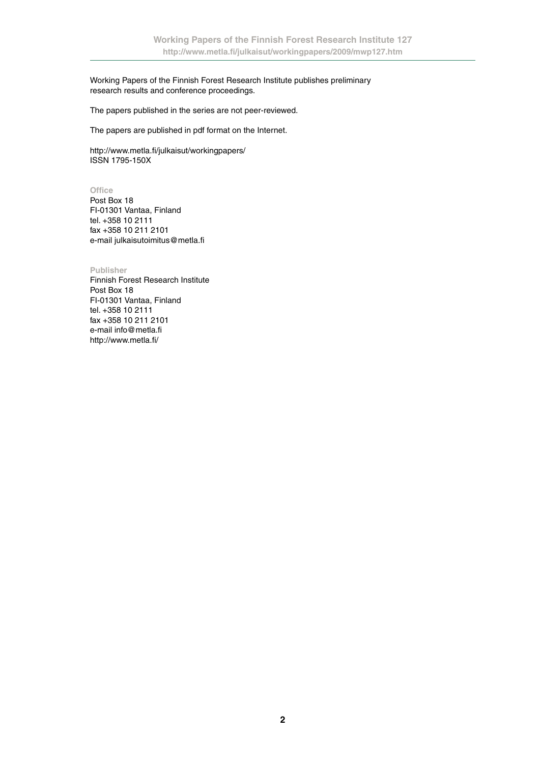Working Papers of the Finnish Forest Research Institute publishes preliminary research results and conference proceedings.

The papers published in the series are not peer-reviewed.

The papers are published in pdf format on the Internet.

http://www.metla.fi/julkaisut/workingpapers/
ISSN 1795-150X

**Office**
Post Box 18
FI-01301 Vantaa, Finland
tel. +358 10 2111
fax +358 10 211 2101
e-mail julkaisutoimitus@metla.fi

**Publisher**
Finnish Forest Research Institute
Post Box 18
FI-01301 Vantaa, Finland
tel. +358 10 2111
fax +358 10 211 2101
e-mail info@metla.fi
http://www.metla.fi/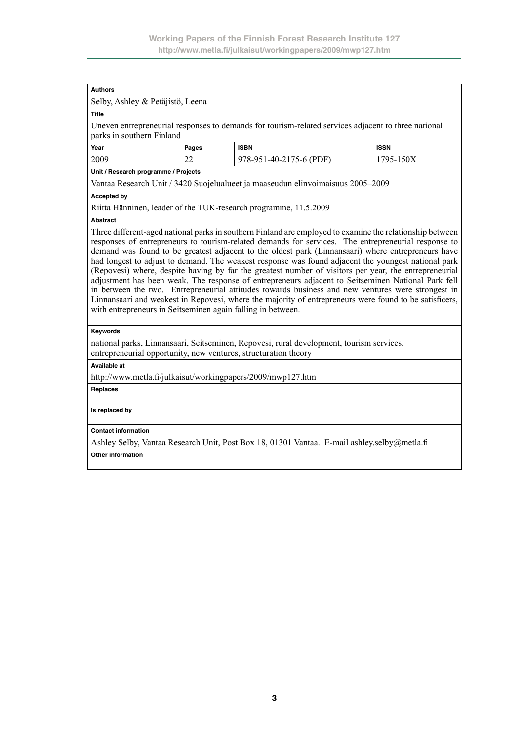**Authors**

Selby, Ashley & Petäjistö, Leena

**Title**

Uneven entrepreneurial responses to demands for tourism-related services adjacent to three national parks in southern Finland

| Year | Pages | ISBN | ISSN |
|---|---|---|---|
| 2009 | 22 | 978-951-40-2175-6 (PDF) | 1795-150X |

**Unit / Research programme / Projects**

Vantaa Research Unit / 3420 Suojelualueet ja maaseudun elinvoimaisuus 2005–2009

**Accepted by**

Riitta Hänninen, leader of the TUK-research programme, 11.5.2009

**Abstract**

Three different-aged national parks in southern Finland are employed to examine the relationship between responses of entrepreneurs to tourism-related demands for services. The entrepreneurial response to demand was found to be greatest adjacent to the oldest park (Linnansaari) where entrepreneurs have had longest to adjust to demand. The weakest response was found adjacent the youngest national park (Repovesi) where, despite having by far the greatest number of visitors per year, the entrepreneurial adjustment has been weak. The response of entrepreneurs adjacent to Seitseminen National Park fell in between the two. Entrepreneurial attitudes towards business and new ventures were strongest in Linnansaari and weakest in Repovesi, where the majority of entrepreneurs were found to be satisficers, with entrepreneurs in Seitseminen again falling in between.

**Keywords**

national parks, Linnansaari, Seitseminen, Repovesi, rural development, tourism services, entrepreneurial opportunity, new ventures, structuration theory

**Available at**

http://www.metla.fi/julkaisut/workingpapers/2009/mwp127.htm

**Replaces**

**Is replaced by**

**Contact information**

Ashley Selby, Vantaa Research Unit, Post Box 18, 01301 Vantaa. E-mail ashley.selby@metla.fi

**Other information**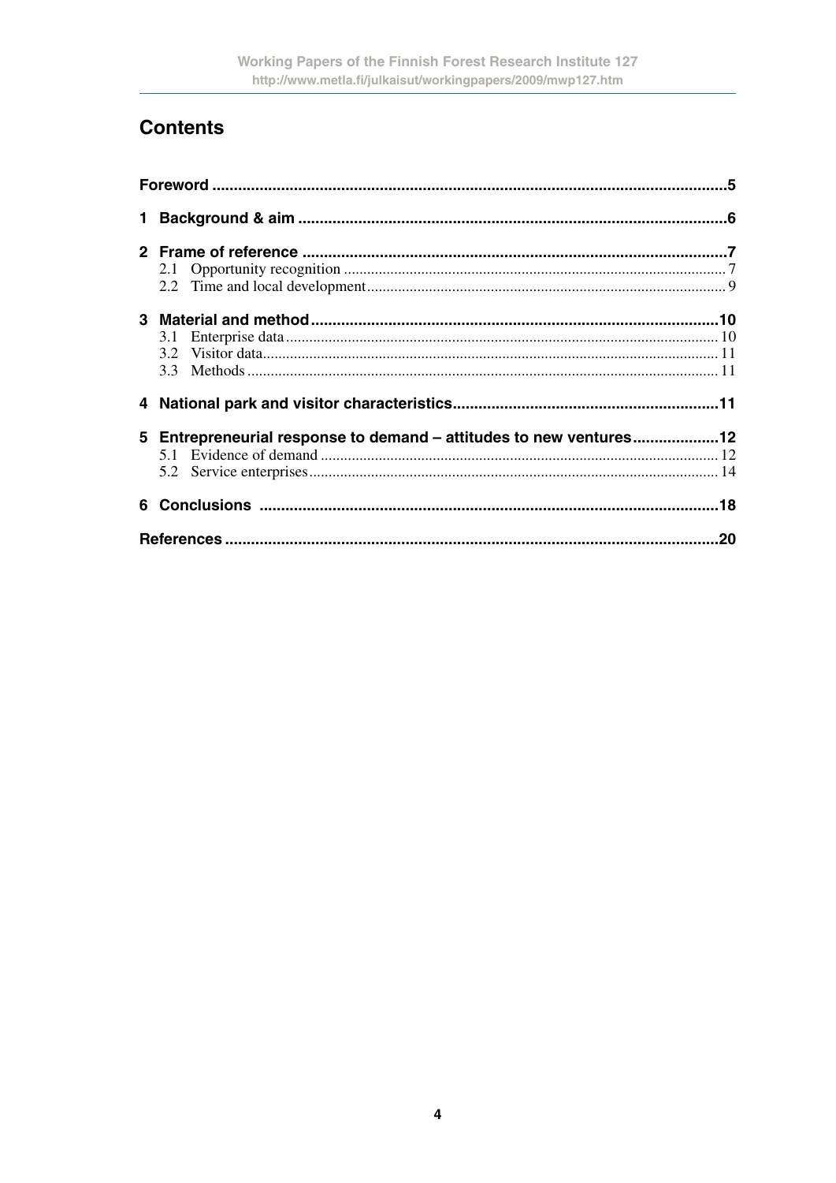# Contents

Foreword ....................................................................................................................5

1 Background & aim ..................................................................................................6

2 Frame of reference .................................................................................................7
  2.1 Opportunity recognition ..................................................................................7
  2.2 Time and local development ...........................................................................9

3 Material and method .............................................................................................10
  3.1 Enterprise data ...............................................................................................10
  3.2 Visitor data.....................................................................................................11
  3.3 Methods .........................................................................................................11

4 National park and visitor characteristics.............................................................11

5 Entrepreneurial response to demand – attitudes to new ventures....................12
  5.1 Evidence of demand ......................................................................................12
  5.2 Service enterprises.........................................................................................14

6 Conclusions ..........................................................................................................18

References .................................................................................................................20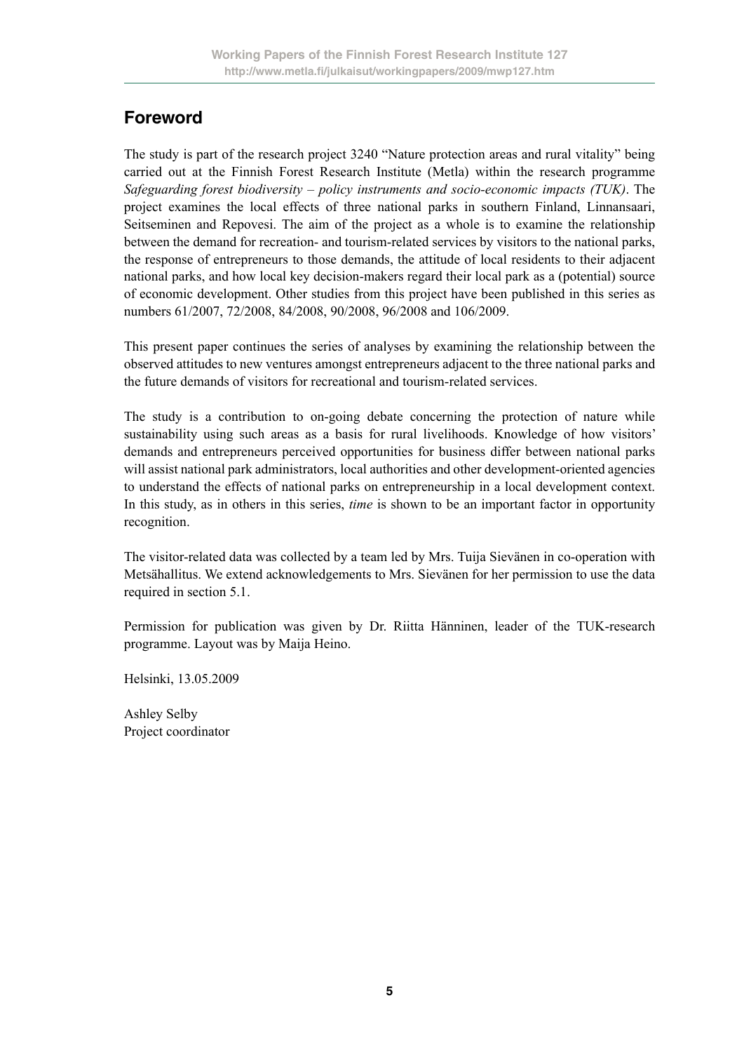## Foreword

The study is part of the research project 3240 "Nature protection areas and rural vitality" being carried out at the Finnish Forest Research Institute (Metla) within the research programme *Safeguarding forest biodiversity – policy instruments and socio-economic impacts (TUK)*. The project examines the local effects of three national parks in southern Finland, Linnansaari, Seitseminen and Repovesi. The aim of the project as a whole is to examine the relationship between the demand for recreation- and tourism-related services by visitors to the national parks, the response of entrepreneurs to those demands, the attitude of local residents to their adjacent national parks, and how local key decision-makers regard their local park as a (potential) source of economic development. Other studies from this project have been published in this series as numbers 61/2007, 72/2008, 84/2008, 90/2008, 96/2008 and 106/2009.

This present paper continues the series of analyses by examining the relationship between the observed attitudes to new ventures amongst entrepreneurs adjacent to the three national parks and the future demands of visitors for recreational and tourism-related services.

The study is a contribution to on-going debate concerning the protection of nature while sustainability using such areas as a basis for rural livelihoods. Knowledge of how visitors' demands and entrepreneurs perceived opportunities for business differ between national parks will assist national park administrators, local authorities and other development-oriented agencies to understand the effects of national parks on entrepreneurship in a local development context. In this study, as in others in this series, *time* is shown to be an important factor in opportunity recognition.

The visitor-related data was collected by a team led by Mrs. Tuija Sievänen in co-operation with Metsähallitus. We extend acknowledgements to Mrs. Sievänen for her permission to use the data required in section 5.1.

Permission for publication was given by Dr. Riitta Hänninen, leader of the TUK-research programme. Layout was by Maija Heino.

Helsinki, 13.05.2009

Ashley Selby
Project coordinator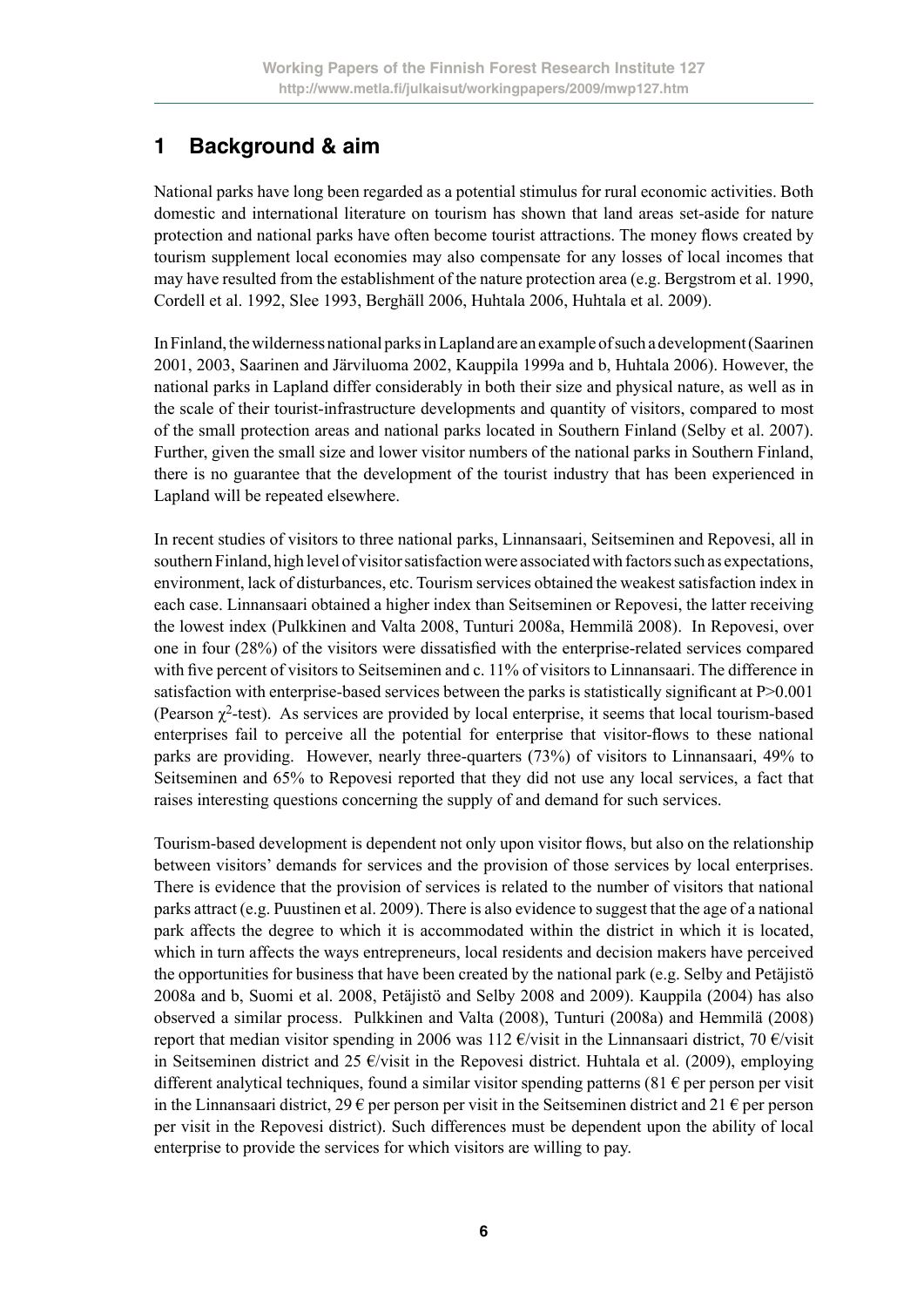# 1 Background & aim

National parks have long been regarded as a potential stimulus for rural economic activities. Both domestic and international literature on tourism has shown that land areas set-aside for nature protection and national parks have often become tourist attractions. The money flows created by tourism supplement local economies may also compensate for any losses of local incomes that may have resulted from the establishment of the nature protection area (e.g. Bergstrom et al. 1990, Cordell et al. 1992, Slee 1993, Berghäll 2006, Huhtala 2006, Huhtala et al. 2009).

In Finland, the wilderness national parks in Lapland are an example of such a development (Saarinen 2001, 2003, Saarinen and Järviluoma 2002, Kauppila 1999a and b, Huhtala 2006). However, the national parks in Lapland differ considerably in both their size and physical nature, as well as in the scale of their tourist-infrastructure developments and quantity of visitors, compared to most of the small protection areas and national parks located in Southern Finland (Selby et al. 2007). Further, given the small size and lower visitor numbers of the national parks in Southern Finland, there is no guarantee that the development of the tourist industry that has been experienced in Lapland will be repeated elsewhere.

In recent studies of visitors to three national parks, Linnansaari, Seitseminen and Repovesi, all in southern Finland, high level of visitor satisfaction were associated with factors such as expectations, environment, lack of disturbances, etc. Tourism services obtained the weakest satisfaction index in each case. Linnansaari obtained a higher index than Seitseminen or Repovesi, the latter receiving the lowest index (Pulkkinen and Valta 2008, Tunturi 2008a, Hemmilä 2008). In Repovesi, over one in four (28%) of the visitors were dissatisfied with the enterprise-related services compared with five percent of visitors to Seitseminen and c. 11% of visitors to Linnansaari. The difference in satisfaction with enterprise-based services between the parks is statistically significant at $P>0.001$ (Pearson $\chi^2$-test). As services are provided by local enterprise, it seems that local tourism-based enterprises fail to perceive all the potential for enterprise that visitor-flows to these national parks are providing. However, nearly three-quarters (73%) of visitors to Linnansaari, 49% to Seitseminen and 65% to Repovesi reported that they did not use any local services, a fact that raises interesting questions concerning the supply of and demand for such services.

Tourism-based development is dependent not only upon visitor flows, but also on the relationship between visitors' demands for services and the provision of those services by local enterprises. There is evidence that the provision of services is related to the number of visitors that national parks attract (e.g. Puustinen et al. 2009). There is also evidence to suggest that the age of a national park affects the degree to which it is accommodated within the district in which it is located, which in turn affects the ways entrepreneurs, local residents and decision makers have perceived the opportunities for business that have been created by the national park (e.g. Selby and Petäjistö 2008a and b, Suomi et al. 2008, Petäjistö and Selby 2008 and 2009). Kauppila (2004) has also observed a similar process. Pulkkinen and Valta (2008), Tunturi (2008a) and Hemmilä (2008) report that median visitor spending in 2006 was 112 €/visit in the Linnansaari district, 70 €/visit in Seitseminen district and 25 €/visit in the Repovesi district. Huhtala et al. (2009), employing different analytical techniques, found a similar visitor spending patterns (81 € per person per visit in the Linnansaari district, 29 € per person per visit in the Seitseminen district and 21 € per person per visit in the Repovesi district). Such differences must be dependent upon the ability of local enterprise to provide the services for which visitors are willing to pay.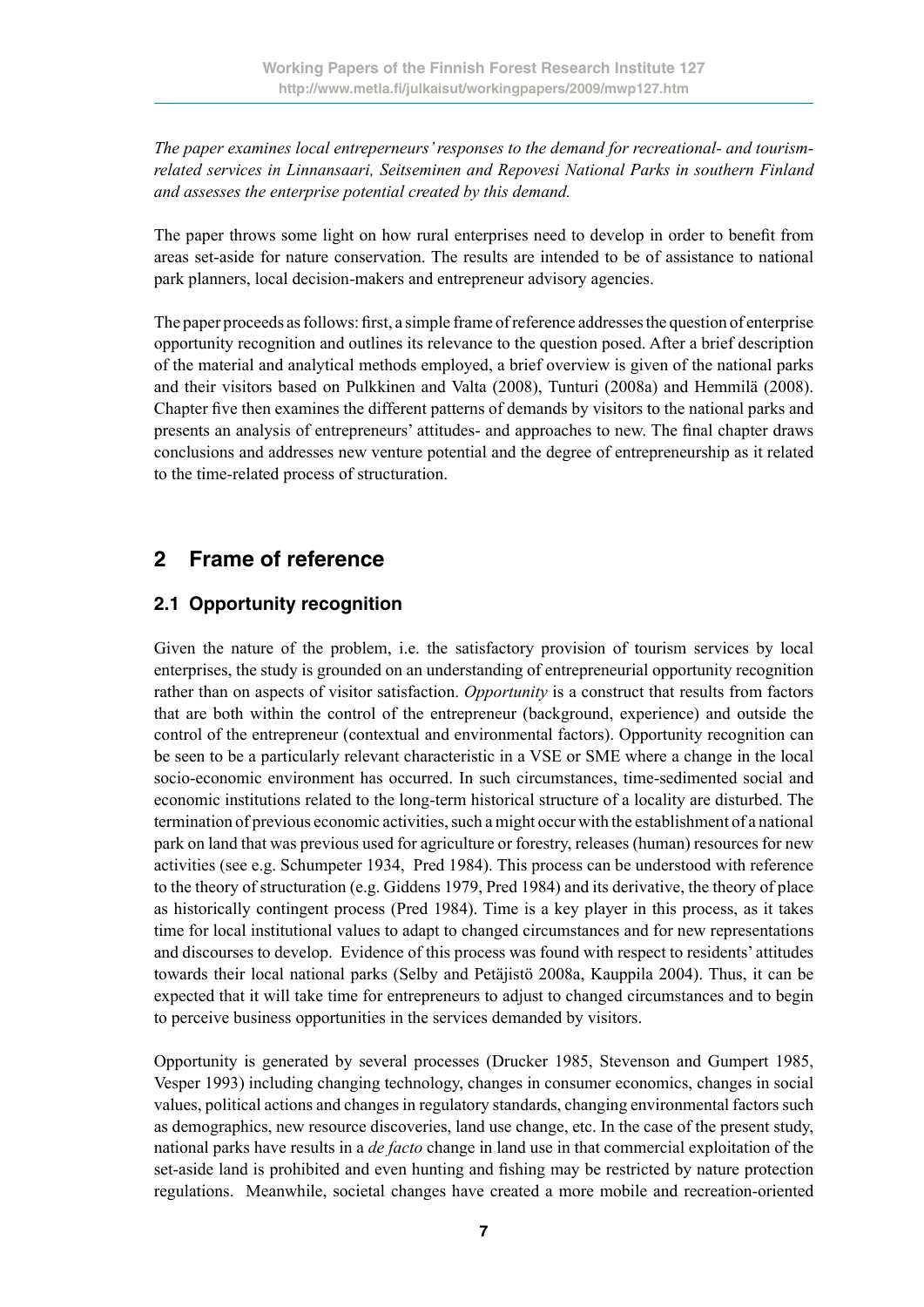*The paper examines local entrepeneurs' responses to the demand for recreational- and tourism-related services in Linnansaari, Seitseminen and Repovesi National Parks in southern Finland and assesses the enterprise potential created by this demand.*

The paper throws some light on how rural enterprises need to develop in order to benefit from areas set-aside for nature conservation. The results are intended to be of assistance to national park planners, local decision-makers and entrepreneur advisory agencies.

The paper proceeds as follows: first, a simple frame of reference addresses the question of enterprise opportunity recognition and outlines its relevance to the question posed. After a brief description of the material and analytical methods employed, a brief overview is given of the national parks and their visitors based on Pulkkinen and Valta (2008), Tunturi (2008a) and Hemmilä (2008). Chapter five then examines the different patterns of demands by visitors to the national parks and presents an analysis of entrepreneurs' attitudes- and approaches to new. The final chapter draws conclusions and addresses new venture potential and the degree of entrepreneurship as it related to the time-related process of structuration.

## 2 Frame of reference

### 2.1 Opportunity recognition

Given the nature of the problem, i.e. the satisfactory provision of tourism services by local enterprises, the study is grounded on an understanding of entrepreneurial opportunity recognition rather than on aspects of visitor satisfaction. *Opportunity* is a construct that results from factors that are both within the control of the entrepreneur (background, experience) and outside the control of the entrepreneur (contextual and environmental factors). Opportunity recognition can be seen to be a particularly relevant characteristic in a VSE or SME where a change in the local socio-economic environment has occurred. In such circumstances, time-sedimented social and economic institutions related to the long-term historical structure of a locality are disturbed. The termination of previous economic activities, such a might occur with the establishment of a national park on land that was previous used for agriculture or forestry, releases (human) resources for new activities (see e.g. Schumpeter 1934, Pred 1984). This process can be understood with reference to the theory of structuration (e.g. Giddens 1979, Pred 1984) and its derivative, the theory of place as historically contingent process (Pred 1984). Time is a key player in this process, as it takes time for local institutional values to adapt to changed circumstances and for new representations and discourses to develop. Evidence of this process was found with respect to residents' attitudes towards their local national parks (Selby and Petäjistö 2008a, Kauppila 2004). Thus, it can be expected that it will take time for entrepreneurs to adjust to changed circumstances and to begin to perceive business opportunities in the services demanded by visitors.

Opportunity is generated by several processes (Drucker 1985, Stevenson and Gumpert 1985, Vesper 1993) including changing technology, changes in consumer economics, changes in social values, political actions and changes in regulatory standards, changing environmental factors such as demographics, new resource discoveries, land use change, etc. In the case of the present study, national parks have results in a *de facto* change in land use in that commercial exploitation of the set-aside land is prohibited and even hunting and fishing may be restricted by nature protection regulations. Meanwhile, societal changes have created a more mobile and recreation-oriented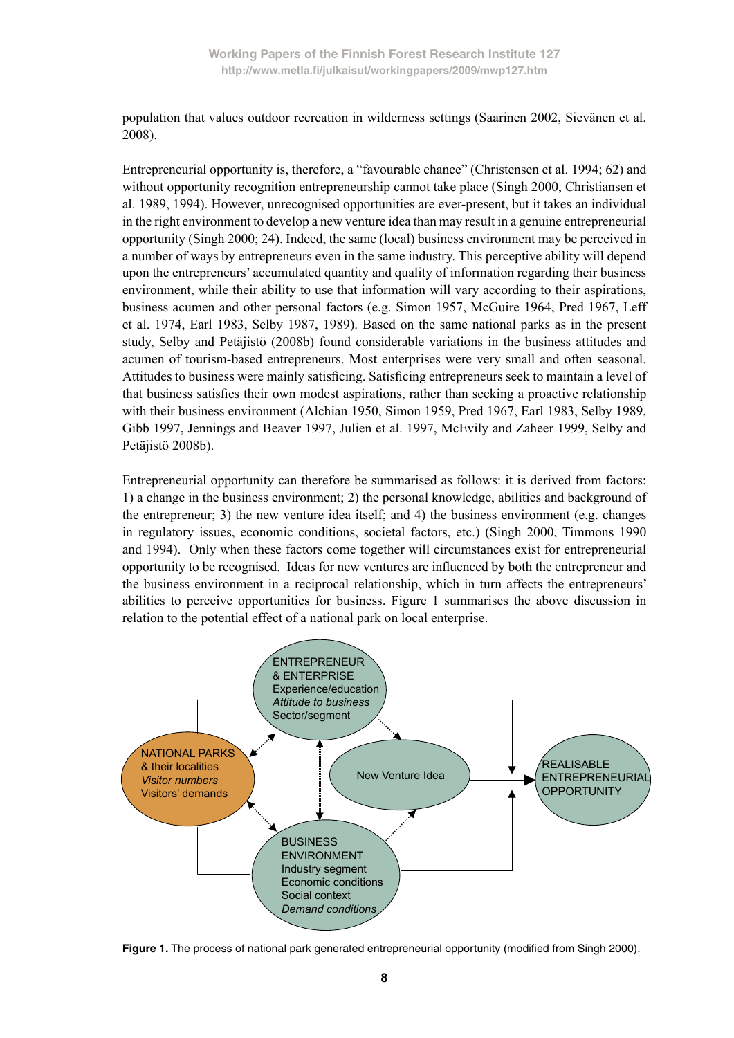population that values outdoor recreation in wilderness settings (Saarinen 2002, Sievänen et al. 2008).

Entrepreneurial opportunity is, therefore, a "favourable chance" (Christensen et al. 1994; 62) and without opportunity recognition entrepreneurship cannot take place (Singh 2000, Christiansen et al. 1989, 1994). However, unrecognised opportunities are ever-present, but it takes an individual in the right environment to develop a new venture idea than may result in a genuine entrepreneurial opportunity (Singh 2000; 24). Indeed, the same (local) business environment may be perceived in a number of ways by entrepreneurs even in the same industry. This perceptive ability will depend upon the entrepreneurs' accumulated quantity and quality of information regarding their business environment, while their ability to use that information will vary according to their aspirations, business acumen and other personal factors (e.g. Simon 1957, McGuire 1964, Pred 1967, Leff et al. 1974, Earl 1983, Selby 1987, 1989). Based on the same national parks as in the present study, Selby and Petäjistö (2008b) found considerable variations in the business attitudes and acumen of tourism-based entrepreneurs. Most enterprises were very small and often seasonal. Attitudes to business were mainly satisficing. Satisficing entrepreneurs seek to maintain a level of that business satisfies their own modest aspirations, rather than seeking a proactive relationship with their business environment (Alchian 1950, Simon 1959, Pred 1967, Earl 1983, Selby 1989, Gibb 1997, Jennings and Beaver 1997, Julien et al. 1997, McEvily and Zaheer 1999, Selby and Petäjistö 2008b).

Entrepreneurial opportunity can therefore be summarised as follows: it is derived from factors: 1) a change in the business environment; 2) the personal knowledge, abilities and background of the entrepreneur; 3) the new venture idea itself; and 4) the business environment (e.g. changes in regulatory issues, economic conditions, societal factors, etc.) (Singh 2000, Timmons 1990 and 1994). Only when these factors come together will circumstances exist for entrepreneurial opportunity to be recognised. Ideas for new ventures are influenced by both the entrepreneur and the business environment in a reciprocal relationship, which in turn affects the entrepreneurs' abilities to perceive opportunities for business. Figure 1 summarises the above discussion in relation to the potential effect of a national park on local enterprise.

**Figure 1.** The process of national park generated entrepreneurial opportunity (modified from Singh 2000).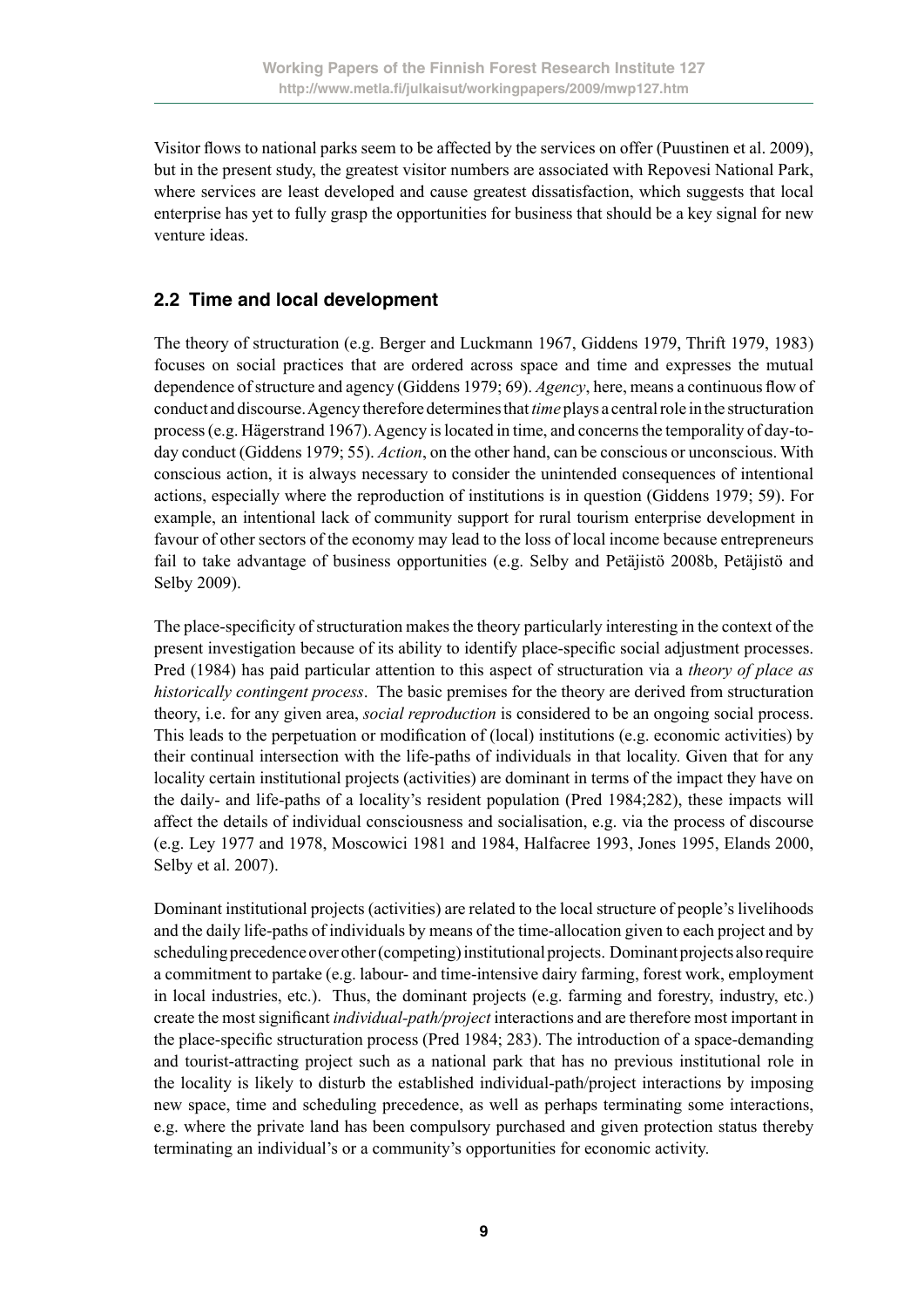Visitor flows to national parks seem to be affected by the services on offer (Puustinen et al. 2009), but in the present study, the greatest visitor numbers are associated with Repovesi National Park, where services are least developed and cause greatest dissatisfaction, which suggests that local enterprise has yet to fully grasp the opportunities for business that should be a key signal for new venture ideas.

## 2.2 Time and local development

The theory of structuration (e.g. Berger and Luckmann 1967, Giddens 1979, Thrift 1979, 1983) focuses on social practices that are ordered across space and time and expresses the mutual dependence of structure and agency (Giddens 1979; 69). *Agency*, here, means a continuous flow of conduct and discourse. Agency therefore determines that *time* plays a central role in the structuration process (e.g. Hägerstrand 1967). Agency is located in time, and concerns the temporality of day-to-day conduct (Giddens 1979; 55). *Action*, on the other hand, can be conscious or unconscious. With conscious action, it is always necessary to consider the unintended consequences of intentional actions, especially where the reproduction of institutions is in question (Giddens 1979; 59). For example, an intentional lack of community support for rural tourism enterprise development in favour of other sectors of the economy may lead to the loss of local income because entrepreneurs fail to take advantage of business opportunities (e.g. Selby and Petäjistö 2008b, Petäjistö and Selby 2009).

The place-specificity of structuration makes the theory particularly interesting in the context of the present investigation because of its ability to identify place-specific social adjustment processes. Pred (1984) has paid particular attention to this aspect of structuration via a *theory of place as historically contingent process*. The basic premises for the theory are derived from structuration theory, i.e. for any given area, *social reproduction* is considered to be an ongoing social process. This leads to the perpetuation or modification of (local) institutions (e.g. economic activities) by their continual intersection with the life-paths of individuals in that locality. Given that for any locality certain institutional projects (activities) are dominant in terms of the impact they have on the daily- and life-paths of a locality's resident population (Pred 1984;282), these impacts will affect the details of individual consciousness and socialisation, e.g. via the process of discourse (e.g. Ley 1977 and 1978, Moscowici 1981 and 1984, Halfacree 1993, Jones 1995, Elands 2000, Selby et al. 2007).

Dominant institutional projects (activities) are related to the local structure of people's livelihoods and the daily life-paths of individuals by means of the time-allocation given to each project and by scheduling precedence over other (competing) institutional projects. Dominant projects also require a commitment to partake (e.g. labour- and time-intensive dairy farming, forest work, employment in local industries, etc.). Thus, the dominant projects (e.g. farming and forestry, industry, etc.) create the most significant *individual-path/project* interactions and are therefore most important in the place-specific structuration process (Pred 1984; 283). The introduction of a space-demanding and tourist-attracting project such as a national park that has no previous institutional role in the locality is likely to disturb the established individual-path/project interactions by imposing new space, time and scheduling precedence, as well as perhaps terminating some interactions, e.g. where the private land has been compulsory purchased and given protection status thereby terminating an individual's or a community's opportunities for economic activity.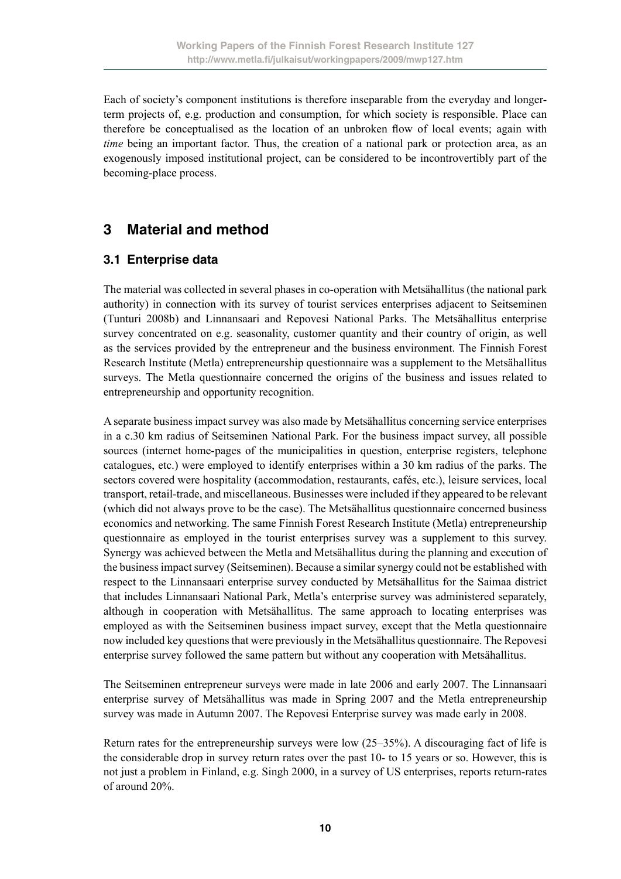Each of society's component institutions is therefore inseparable from the everyday and longer-term projects of, e.g. production and consumption, for which society is responsible. Place can therefore be conceptualised as the location of an unbroken flow of local events; again with *time* being an important factor. Thus, the creation of a national park or protection area, as an exogenously imposed institutional project, can be considered to be incontrovertibly part of the becoming-place process.

## 3 Material and method

### 3.1 Enterprise data

The material was collected in several phases in co-operation with Metsähallitus (the national park authority) in connection with its survey of tourist services enterprises adjacent to Seitseminen (Tunturi 2008b) and Linnansaari and Repovesi National Parks. The Metsähallitus enterprise survey concentrated on e.g. seasonality, customer quantity and their country of origin, as well as the services provided by the entrepreneur and the business environment. The Finnish Forest Research Institute (Metla) entrepreneurship questionnaire was a supplement to the Metsähallitus surveys. The Metla questionnaire concerned the origins of the business and issues related to entrepreneurship and opportunity recognition.

A separate business impact survey was also made by Metsähallitus concerning service enterprises in a c.30 km radius of Seitseminen National Park. For the business impact survey, all possible sources (internet home-pages of the municipalities in question, enterprise registers, telephone catalogues, etc.) were employed to identify enterprises within a 30 km radius of the parks. The sectors covered were hospitality (accommodation, restaurants, cafés, etc.), leisure services, local transport, retail-trade, and miscellaneous. Businesses were included if they appeared to be relevant (which did not always prove to be the case). The Metsähallitus questionnaire concerned business economics and networking. The same Finnish Forest Research Institute (Metla) entrepreneurship questionnaire as employed in the tourist enterprises survey was a supplement to this survey. Synergy was achieved between the Metla and Metsähallitus during the planning and execution of the business impact survey (Seitseminen). Because a similar synergy could not be established with respect to the Linnansaari enterprise survey conducted by Metsähallitus for the Saimaa district that includes Linnansaari National Park, Metla's enterprise survey was administered separately, although in cooperation with Metsähallitus. The same approach to locating enterprises was employed as with the Seitseminen business impact survey, except that the Metla questionnaire now included key questions that were previously in the Metsähallitus questionnaire. The Repovesi enterprise survey followed the same pattern but without any cooperation with Metsähallitus.

The Seitseminen entrepreneur surveys were made in late 2006 and early 2007. The Linnansaari enterprise survey of Metsähallitus was made in Spring 2007 and the Metla entrepreneurship survey was made in Autumn 2007. The Repovesi Enterprise survey was made early in 2008.

Return rates for the entrepreneurship surveys were low (25–35%). A discouraging fact of life is the considerable drop in survey return rates over the past 10- to 15 years or so. However, this is not just a problem in Finland, e.g. Singh 2000, in a survey of US enterprises, reports return-rates of around 20%.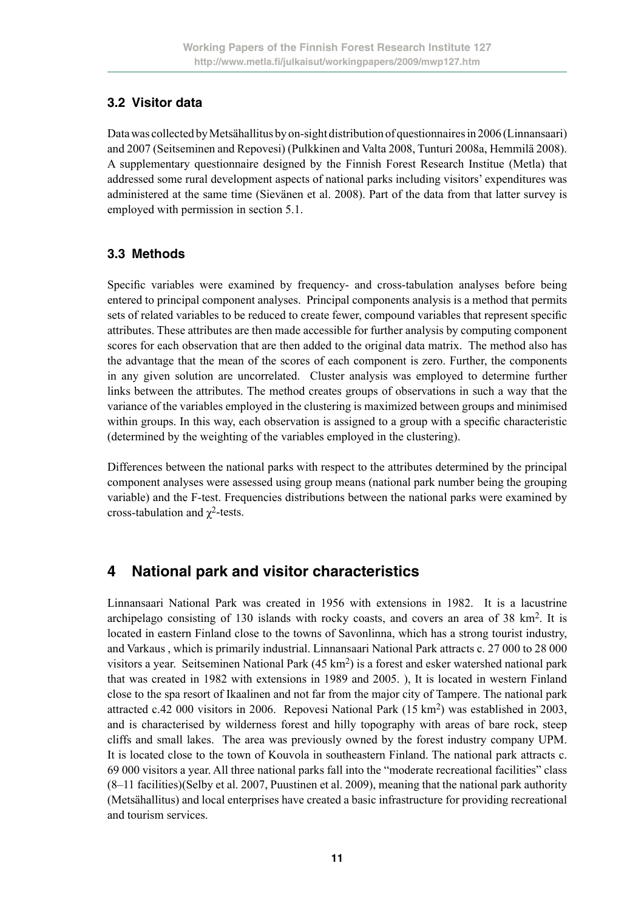### 3.2 Visitor data

Data was collected by Metsähallitus by on-sight distribution of questionnaires in 2006 (Linnansaari) and 2007 (Seitseminen and Repovesi) (Pulkkinen and Valta 2008, Tunturi 2008a, Hemmilä 2008). A supplementary questionnaire designed by the Finnish Forest Research Institue (Metla) that addressed some rural development aspects of national parks including visitors' expenditures was administered at the same time (Sievänen et al. 2008). Part of the data from that latter survey is employed with permission in section 5.1.

### 3.3 Methods

Specific variables were examined by frequency- and cross-tabulation analyses before being entered to principal component analyses. Principal components analysis is a method that permits sets of related variables to be reduced to create fewer, compound variables that represent specific attributes. These attributes are then made accessible for further analysis by computing component scores for each observation that are then added to the original data matrix. The method also has the advantage that the mean of the scores of each component is zero. Further, the components in any given solution are uncorrelated. Cluster analysis was employed to determine further links between the attributes. The method creates groups of observations in such a way that the variance of the variables employed in the clustering is maximized between groups and minimised within groups. In this way, each observation is assigned to a group with a specific characteristic (determined by the weighting of the variables employed in the clustering).

Differences between the national parks with respect to the attributes determined by the principal component analyses were assessed using group means (national park number being the grouping variable) and the F-test. Frequencies distributions between the national parks were examined by cross-tabulation and $\chi^2$-tests.

## 4 National park and visitor characteristics

Linnansaari National Park was created in 1956 with extensions in 1982. It is a lacustrine archipelago consisting of 130 islands with rocky coasts, and covers an area of 38 km$^2$. It is located in eastern Finland close to the towns of Savonlinna, which has a strong tourist industry, and Varkaus , which is primarily industrial. Linnansaari National Park attracts c. 27 000 to 28 000 visitors a year. Seitseminen National Park (45 km$^2$) is a forest and esker watershed national park that was created in 1982 with extensions in 1989 and 2005. ), It is located in western Finland close to the spa resort of Ikaalinen and not far from the major city of Tampere. The national park attracted c.42 000 visitors in 2006. Repovesi National Park (15 km$^2$) was established in 2003, and is characterised by wilderness forest and hilly topography with areas of bare rock, steep cliffs and small lakes. The area was previously owned by the forest industry company UPM. It is located close to the town of Kouvola in southeastern Finland. The national park attracts c. 69 000 visitors a year. All three national parks fall into the "moderate recreational facilities" class (8–11 facilities)(Selby et al. 2007, Puustinen et al. 2009), meaning that the national park authority (Metsähallitus) and local enterprises have created a basic infrastructure for providing recreational and tourism services.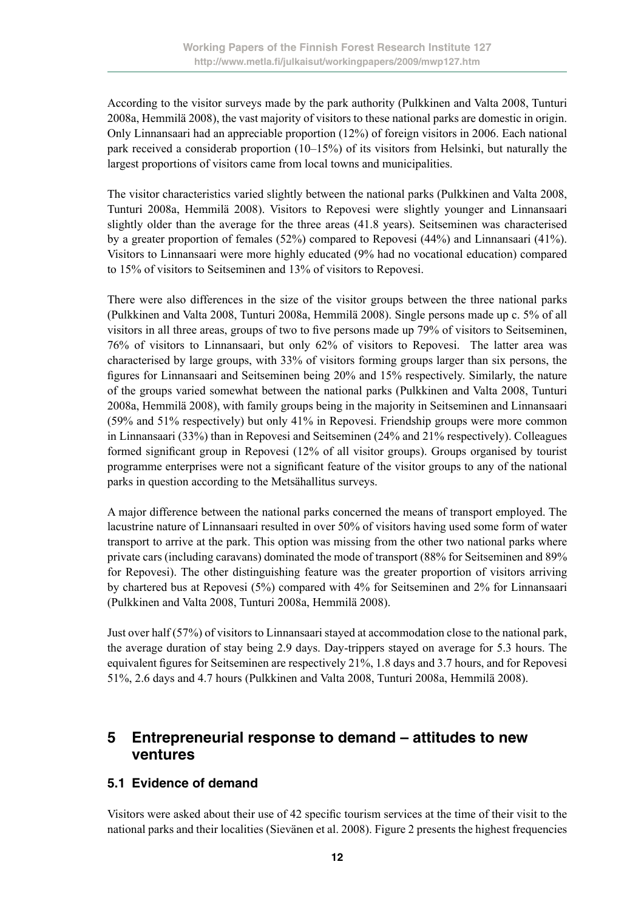According to the visitor surveys made by the park authority (Pulkkinen and Valta 2008, Tunturi 2008a, Hemmilä 2008), the vast majority of visitors to these national parks are domestic in origin. Only Linnansaari had an appreciable proportion (12%) of foreign visitors in 2006. Each national park received a considerab proportion (10–15%) of its visitors from Helsinki, but naturally the largest proportions of visitors came from local towns and municipalities.

The visitor characteristics varied slightly between the national parks (Pulkkinen and Valta 2008, Tunturi 2008a, Hemmilä 2008). Visitors to Repovesi were slightly younger and Linnansaari slightly older than the average for the three areas (41.8 years). Seitseminen was characterised by a greater proportion of females (52%) compared to Repovesi (44%) and Linnansaari (41%). Visitors to Linnansaari were more highly educated (9% had no vocational education) compared to 15% of visitors to Seitseminen and 13% of visitors to Repovesi.

There were also differences in the size of the visitor groups between the three national parks (Pulkkinen and Valta 2008, Tunturi 2008a, Hemmilä 2008). Single persons made up c. 5% of all visitors in all three areas, groups of two to five persons made up 79% of visitors to Seitseminen, 76% of visitors to Linnansaari, but only 62% of visitors to Repovesi. The latter area was characterised by large groups, with 33% of visitors forming groups larger than six persons, the figures for Linnansaari and Seitseminen being 20% and 15% respectively. Similarly, the nature of the groups varied somewhat between the national parks (Pulkkinen and Valta 2008, Tunturi 2008a, Hemmilä 2008), with family groups being in the majority in Seitseminen and Linnansaari (59% and 51% respectively) but only 41% in Repovesi. Friendship groups were more common in Linnansaari (33%) than in Repovesi and Seitseminen (24% and 21% respectively). Colleagues formed significant group in Repovesi (12% of all visitor groups). Groups organised by tourist programme enterprises were not a significant feature of the visitor groups to any of the national parks in question according to the Metsähallitus surveys.

A major difference between the national parks concerned the means of transport employed. The lacustrine nature of Linnansaari resulted in over 50% of visitors having used some form of water transport to arrive at the park. This option was missing from the other two national parks where private cars (including caravans) dominated the mode of transport (88% for Seitseminen and 89% for Repovesi). The other distinguishing feature was the greater proportion of visitors arriving by chartered bus at Repovesi (5%) compared with 4% for Seitseminen and 2% for Linnansaari (Pulkkinen and Valta 2008, Tunturi 2008a, Hemmilä 2008).

Just over half (57%) of visitors to Linnansaari stayed at accommodation close to the national park, the average duration of stay being 2.9 days. Day-trippers stayed on average for 5.3 hours. The equivalent figures for Seitseminen are respectively 21%, 1.8 days and 3.7 hours, and for Repovesi 51%, 2.6 days and 4.7 hours (Pulkkinen and Valta 2008, Tunturi 2008a, Hemmilä 2008).

## 5 Entrepreneurial response to demand – attitudes to new ventures

### 5.1 Evidence of demand

Visitors were asked about their use of 42 specific tourism services at the time of their visit to the national parks and their localities (Sievänen et al. 2008). Figure 2 presents the highest frequencies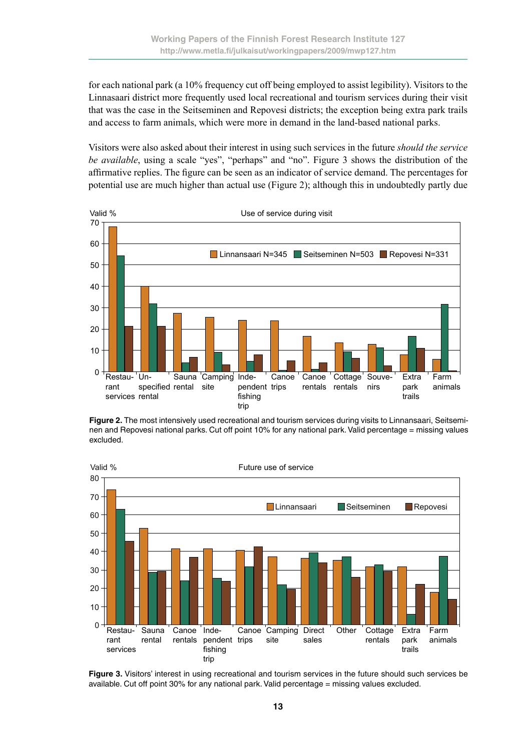for each national park (a 10% frequency cut off being employed to assist legibility). Visitors to the Linnasaari district more frequently used local recreational and tourism services during their visit that was the case in the Seitseminen and Repovesi districts; the exception being extra park trails and access to farm animals, which were more in demand in the land-based national parks.

Visitors were also asked about their interest in using such services in the future *should the service be available*, using a scale "yes", "perhaps" and "no". Figure 3 shows the distribution of the affirmative replies. The figure can be seen as an indicator of service demand. The percentages for potential use are much higher than actual use (Figure 2); although this in undoubtedly partly due

**Figure 2.** The most intensively used recreational and tourism services during visits to Linnansaari, Seitseminen and Repovesi national parks. Cut off point 10% for any national park. Valid percentage = missing values excluded.

**Figure 3.** Visitors' interest in using recreational and tourism services in the future should such services be available. Cut off point 30% for any national park. Valid percentage = missing values excluded.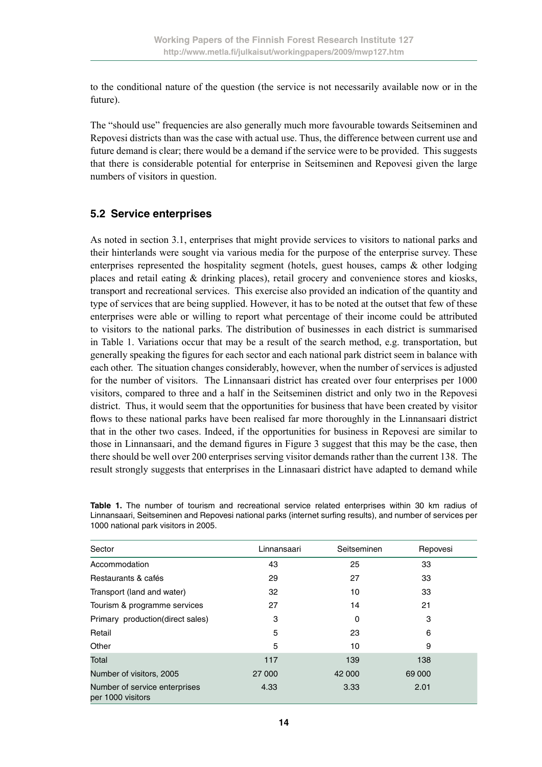to the conditional nature of the question (the service is not necessarily available now or in the future).

The "should use" frequencies are also generally much more favourable towards Seitseminen and Repovesi districts than was the case with actual use. Thus, the difference between current use and future demand is clear; there would be a demand if the service were to be provided. This suggests that there is considerable potential for enterprise in Seitseminen and Repovesi given the large numbers of visitors in question.

## 5.2 Service enterprises

As noted in section 3.1, enterprises that might provide services to visitors to national parks and their hinterlands were sought via various media for the purpose of the enterprise survey. These enterprises represented the hospitality segment (hotels, guest houses, camps & other lodging places and retail eating & drinking places), retail grocery and convenience stores and kiosks, transport and recreational services. This exercise also provided an indication of the quantity and type of services that are being supplied. However, it has to be noted at the outset that few of these enterprises were able or willing to report what percentage of their income could be attributed to visitors to the national parks. The distribution of businesses in each district is summarised in Table 1. Variations occur that may be a result of the search method, e.g. transportation, but generally speaking the figures for each sector and each national park district seem in balance with each other. The situation changes considerably, however, when the number of services is adjusted for the number of visitors. The Linnansaari district has created over four enterprises per 1000 visitors, compared to three and a half in the Seitseminen district and only two in the Repovesi district. Thus, it would seem that the opportunities for business that have been created by visitor flows to these national parks have been realised far more thoroughly in the Linnansaari district that in the other two cases. Indeed, if the opportunities for business in Repovesi are similar to those in Linnansaari, and the demand figures in Figure 3 suggest that this may be the case, then there should be well over 200 enterprises serving visitor demands rather than the current 138. The result strongly suggests that enterprises in the Linnasaari district have adapted to demand while

**Table 1.** The number of tourism and recreational service related enterprises within 30 km radius of Linnansaari, Seitseminen and Repovesi national parks (internet surfing results), and number of services per 1000 national park visitors in 2005.

| Sector | Linnansaari | Seitseminen | Repovesi |
|---|---|---|---|
| Accommodation | 43 | 25 | 33 |
| Restaurants & cafés | 29 | 27 | 33 |
| Transport (land and water) | 32 | 10 | 33 |
| Tourism & programme services | 27 | 14 | 21 |
| Primary production(direct sales) | 3 | 0 | 3 |
| Retail | 5 | 23 | 6 |
| Other | 5 | 10 | 9 |
| Total | 117 | 139 | 138 |
| Number of visitors, 2005 | 27 000 | 42 000 | 69 000 |
| Number of service enterprises per 1000 visitors | 4.33 | 3.33 | 2.01 |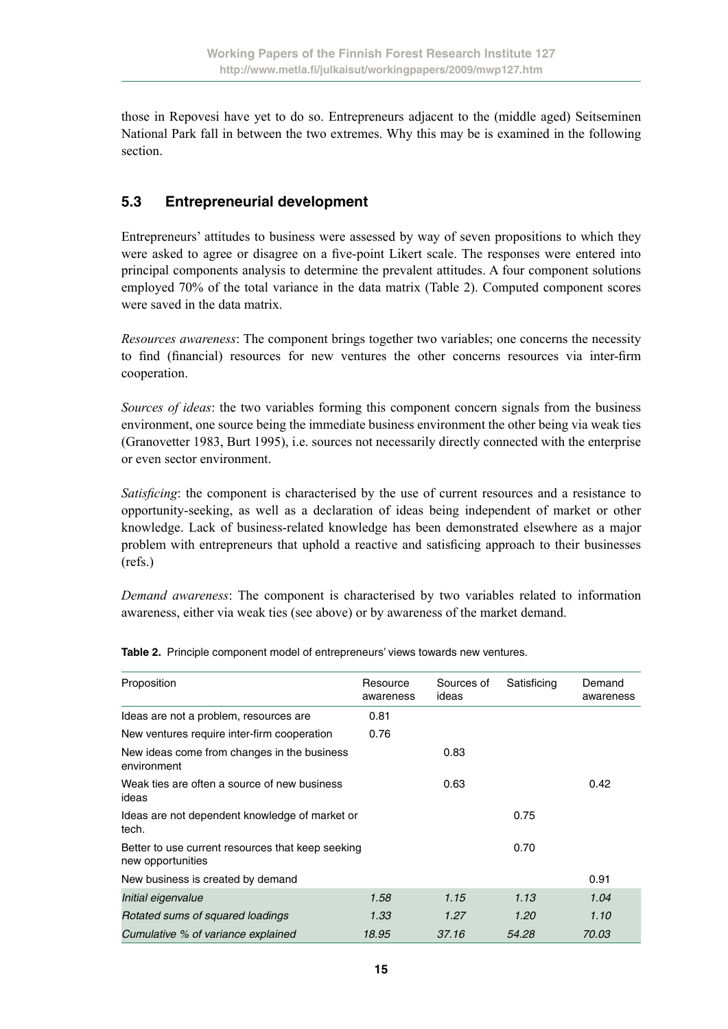those in Repovesi have yet to do so. Entrepreneurs adjacent to the (middle aged) Seitseminen National Park fall in between the two extremes. Why this may be is examined in the following section.

## 5.3 Entrepreneurial development

Entrepreneurs' attitudes to business were assessed by way of seven propositions to which they were asked to agree or disagree on a five-point Likert scale. The responses were entered into principal components analysis to determine the prevalent attitudes. A four component solutions employed 70% of the total variance in the data matrix (Table 2). Computed component scores were saved in the data matrix.

*Resources awareness*: The component brings together two variables; one concerns the necessity to find (financial) resources for new ventures the other concerns resources via inter-firm cooperation.

*Sources of ideas*: the two variables forming this component concern signals from the business environment, one source being the immediate business environment the other being via weak ties (Granovetter 1983, Burt 1995), i.e. sources not necessarily directly connected with the enterprise or even sector environment.

*Satisficing*: the component is characterised by the use of current resources and a resistance to opportunity-seeking, as well as a declaration of ideas being independent of market or other knowledge. Lack of business-related knowledge has been demonstrated elsewhere as a major problem with entrepreneurs that uphold a reactive and satisficing approach to their businesses (refs.)

*Demand awareness*: The component is characterised by two variables related to information awareness, either via weak ties (see above) or by awareness of the market demand.

**Table 2.** Principle component model of entrepreneurs' views towards new ventures.

| Proposition | Resource awareness | Sources of ideas | Satisficing | Demand awareness |
|---|---|---|---|---|
| Ideas are not a problem, resources are | 0.81 | | | |
| New ventures require inter-firm cooperation | 0.76 | | | |
| New ideas come from changes in the business environment | | 0.83 | | |
| Weak ties are often a source of new business ideas | | 0.63 | | 0.42 |
| Ideas are not dependent knowledge of market or tech. | | | 0.75 | |
| Better to use current resources that keep seeking new opportunities | | | 0.70 | |
| New business is created by demand | | | | 0.91 |
| *Initial eigenvalue* | *1.58* | *1.15* | *1.13* | *1.04* |
| *Rotated sums of squared loadings* | *1.33* | *1.27* | *1.20* | *1.10* |
| *Cumulative % of variance explained* | *18.95* | *37.16* | *54.28* | *70.03* |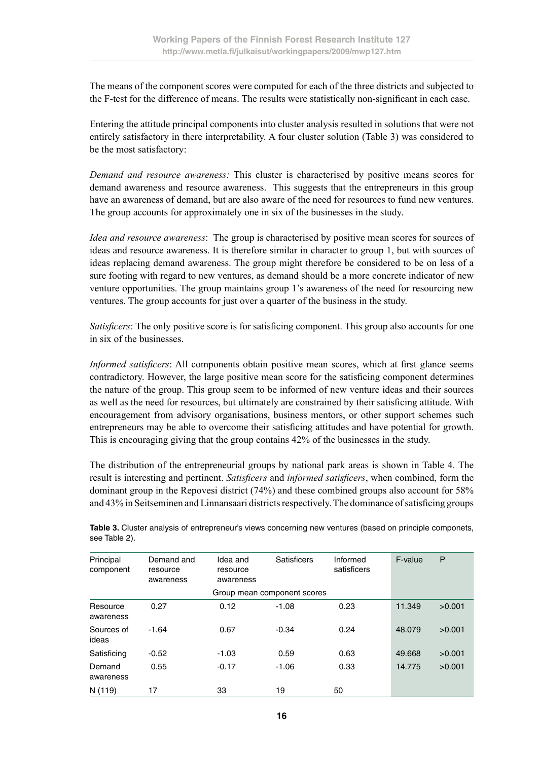The means of the component scores were computed for each of the three districts and subjected to the F-test for the difference of means. The results were statistically non-significant in each case.

Entering the attitude principal components into cluster analysis resulted in solutions that were not entirely satisfactory in there interpretability. A four cluster solution (Table 3) was considered to be the most satisfactory:

*Demand and resource awareness:* This cluster is characterised by positive means scores for demand awareness and resource awareness. This suggests that the entrepreneurs in this group have an awareness of demand, but are also aware of the need for resources to fund new ventures. The group accounts for approximately one in six of the businesses in the study.

*Idea and resource awareness*: The group is characterised by positive mean scores for sources of ideas and resource awareness. It is therefore similar in character to group 1, but with sources of ideas replacing demand awareness. The group might therefore be considered to be on less of a sure footing with regard to new ventures, as demand should be a more concrete indicator of new venture opportunities. The group maintains group 1's awareness of the need for resourcing new ventures. The group accounts for just over a quarter of the business in the study.

*Satisficers*: The only positive score is for satisficing component. This group also accounts for one in six of the businesses.

*Informed satisficers*: All components obtain positive mean scores, which at first glance seems contradictory. However, the large positive mean score for the satisficing component determines the nature of the group. This group seem to be informed of new venture ideas and their sources as well as the need for resources, but ultimately are constrained by their satisficing attitude. With encouragement from advisory organisations, business mentors, or other support schemes such entrepreneurs may be able to overcome their satisficing attitudes and have potential for growth. This is encouraging giving that the group contains 42% of the businesses in the study.

The distribution of the entrepreneurial groups by national park areas is shown in Table 4. The result is interesting and pertinent. *Satisficers* and *informed satisficers*, when combined, form the dominant group in the Repovesi district (74%) and these combined groups also account for 58% and 43% in Seitseminen and Linnansaari districts respectively. The dominance of satisficing groups

**Table 3.** Cluster analysis of entrepreneur's views concerning new ventures (based on principle componets, see Table 2).

| Principal component | Demand and resource awareness | Idea and resource awareness | Satisficers | Informed satisficers | F-value | P |
|---|---|---|---|---|---|---|
| | Group mean component scores | | | | | |
| Resource awareness | 0.27 | 0.12 | -1.08 | 0.23 | 11.349 | >0.001 |
| Sources of ideas | -1.64 | 0.67 | -0.34 | 0.24 | 48.079 | >0.001 |
| Satisficing | -0.52 | -1.03 | 0.59 | 0.63 | 49.668 | >0.001 |
| Demand awareness | 0.55 | -0.17 | -1.06 | 0.33 | 14.775 | >0.001 |
| N (119) | 17 | 33 | 19 | 50 | | |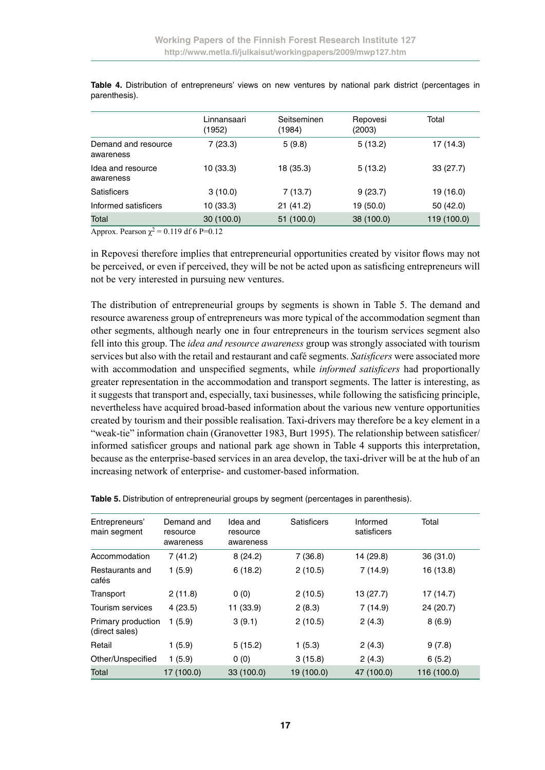**Table 4.** Distribution of entrepreneurs' views on new ventures by national park district (percentages in parenthesis).

| | Linnansaari (1952) | Seitseminen (1984) | Repovesi (2003) | Total |
|---|---|---|---|---|
| Demand and resource awareness | 7 (23.3) | 5 (9.8) | 5 (13.2) | 17 (14.3) |
| Idea and resource awareness | 10 (33.3) | 18 (35.3) | 5 (13.2) | 33 (27.7) |
| Satisficers | 3 (10.0) | 7 (13.7) | 9 (23.7) | 19 (16.0) |
| Informed satisficers | 10 (33.3) | 21 (41.2) | 19 (50.0) | 50 (42.0) |
| Total | 30 (100.0) | 51 (100.0) | 38 (100.0) | 119 (100.0) |

Approx. Pearson $\chi^2 = 0.119$ df 6 P=0.12

in Repovesi therefore implies that entrepreneurial opportunities created by visitor flows may not be perceived, or even if perceived, they will be not be acted upon as satisficing entrepreneurs will not be very interested in pursuing new ventures.

The distribution of entrepreneurial groups by segments is shown in Table 5. The demand and resource awareness group of entrepreneurs was more typical of the accommodation segment than other segments, although nearly one in four entrepreneurs in the tourism services segment also fell into this group. The *idea and resource awareness* group was strongly associated with tourism services but also with the retail and restaurant and café segments. *Satisficers* were associated more with accommodation and unspecified segments, while *informed satisficers* had proportionally greater representation in the accommodation and transport segments. The latter is interesting, as it suggests that transport and, especially, taxi businesses, while following the satisficing principle, nevertheless have acquired broad-based information about the various new venture opportunities created by tourism and their possible realisation. Taxi-drivers may therefore be a key element in a "weak-tie" information chain (Granovetter 1983, Burt 1995). The relationship between satisficer/informed satisficer groups and national park age shown in Table 4 supports this interpretation, because as the enterprise-based services in an area develop, the taxi-driver will be at the hub of an increasing network of enterprise- and customer-based information.

**Table 5.** Distribution of entrepreneurial groups by segment (percentages in parenthesis).

| Entrepreneurs' main segment | Demand and resource awareness | Idea and resource awareness | Satisficers | Informed satisficers | Total |
|---|---|---|---|---|---|
| Accommodation | 7 (41.2) | 8 (24.2) | 7 (36.8) | 14 (29.8) | 36 (31.0) |
| Restaurants and cafés | 1 (5.9) | 6 (18.2) | 2 (10.5) | 7 (14.9) | 16 (13.8) |
| Transport | 2 (11.8) | 0 (0) | 2 (10.5) | 13 (27.7) | 17 (14.7) |
| Tourism services | 4 (23.5) | 11 (33.9) | 2 (8.3) | 7 (14.9) | 24 (20.7) |
| Primary production (direct sales) | 1 (5.9) | 3 (9.1) | 2 (10.5) | 2 (4.3) | 8 (6.9) |
| Retail | 1 (5.9) | 5 (15.2) | 1 (5.3) | 2 (4.3) | 9 (7.8) |
| Other/Unspecified | 1 (5.9) | 0 (0) | 3 (15.8) | 2 (4.3) | 6 (5.2) |
| Total | 17 (100.0) | 33 (100.0) | 19 (100.0) | 47 (100.0) | 116 (100.0) |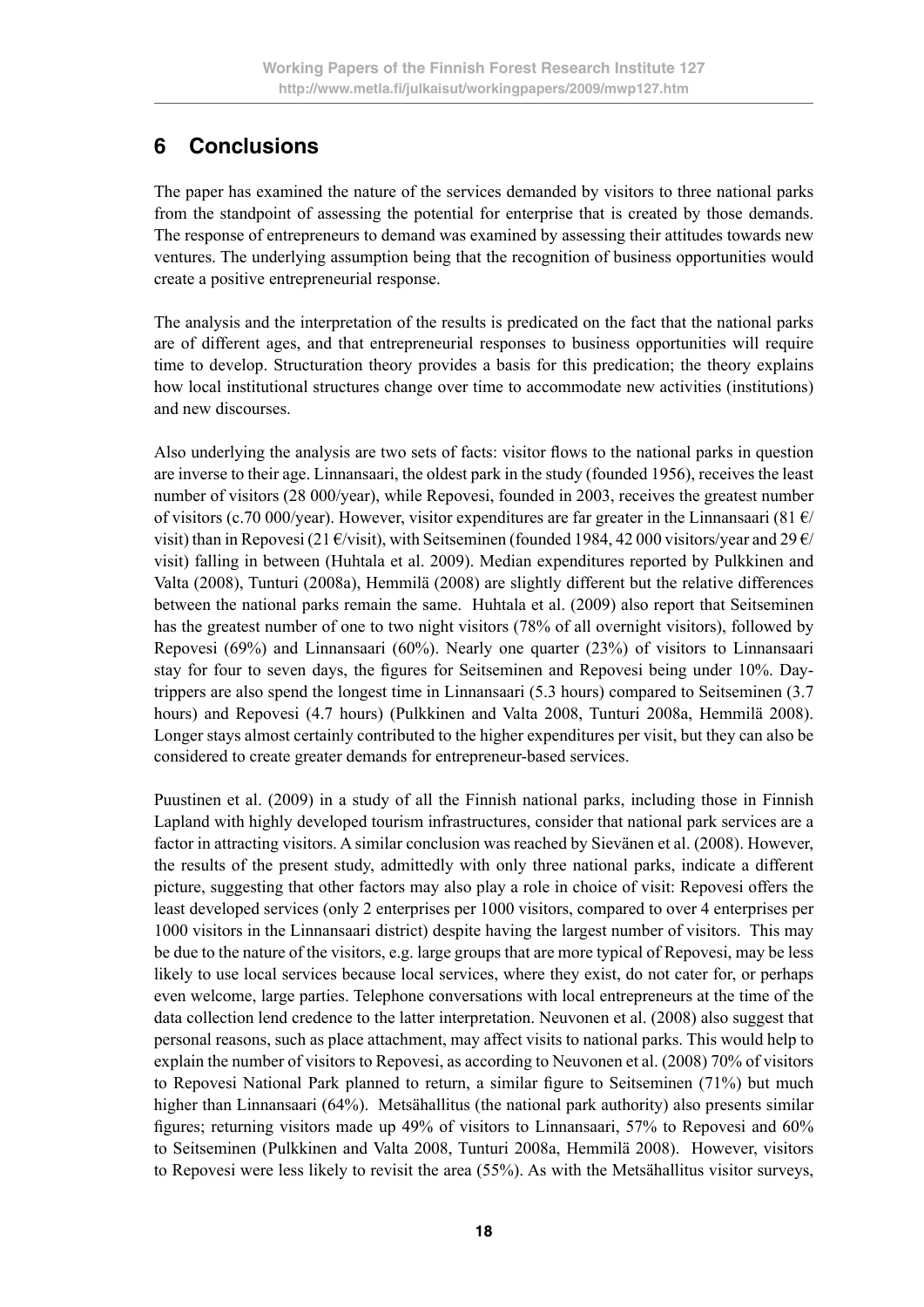# 6 Conclusions

The paper has examined the nature of the services demanded by visitors to three national parks from the standpoint of assessing the potential for enterprise that is created by those demands. The response of entrepreneurs to demand was examined by assessing their attitudes towards new ventures. The underlying assumption being that the recognition of business opportunities would create a positive entrepreneurial response.

The analysis and the interpretation of the results is predicated on the fact that the national parks are of different ages, and that entrepreneurial responses to business opportunities will require time to develop. Structuration theory provides a basis for this predication; the theory explains how local institutional structures change over time to accommodate new activities (institutions) and new discourses.

Also underlying the analysis are two sets of facts: visitor flows to the national parks in question are inverse to their age. Linnansaari, the oldest park in the study (founded 1956), receives the least number of visitors (28 000/year), while Repovesi, founded in 2003, receives the greatest number of visitors (c.70 000/year). However, visitor expenditures are far greater in the Linnansaari (81 €/visit) than in Repovesi (21 €/visit), with Seitseminen (founded 1984, 42 000 visitors/year and 29 €/visit) falling in between (Huhtala et al. 2009). Median expenditures reported by Pulkkinen and Valta (2008), Tunturi (2008a), Hemmilä (2008) are slightly different but the relative differences between the national parks remain the same. Huhtala et al. (2009) also report that Seitseminen has the greatest number of one to two night visitors (78% of all overnight visitors), followed by Repovesi (69%) and Linnansaari (60%). Nearly one quarter (23%) of visitors to Linnansaari stay for four to seven days, the figures for Seitseminen and Repovesi being under 10%. Day-trippers are also spend the longest time in Linnansaari (5.3 hours) compared to Seitseminen (3.7 hours) and Repovesi (4.7 hours) (Pulkkinen and Valta 2008, Tunturi 2008a, Hemmilä 2008). Longer stays almost certainly contributed to the higher expenditures per visit, but they can also be considered to create greater demands for entrepreneur-based services.

Puustinen et al. (2009) in a study of all the Finnish national parks, including those in Finnish Lapland with highly developed tourism infrastructures, consider that national park services are a factor in attracting visitors. A similar conclusion was reached by Sievänen et al. (2008). However, the results of the present study, admittedly with only three national parks, indicate a different picture, suggesting that other factors may also play a role in choice of visit: Repovesi offers the least developed services (only 2 enterprises per 1000 visitors, compared to over 4 enterprises per 1000 visitors in the Linnansaari district) despite having the largest number of visitors. This may be due to the nature of the visitors, e.g. large groups that are more typical of Repovesi, may be less likely to use local services because local services, where they exist, do not cater for, or perhaps even welcome, large parties. Telephone conversations with local entrepreneurs at the time of the data collection lend credence to the latter interpretation. Neuvonen et al. (2008) also suggest that personal reasons, such as place attachment, may affect visits to national parks. This would help to explain the number of visitors to Repovesi, as according to Neuvonen et al. (2008) 70% of visitors to Repovesi National Park planned to return, a similar figure to Seitseminen (71%) but much higher than Linnansaari (64%). Metsähallitus (the national park authority) also presents similar figures; returning visitors made up 49% of visitors to Linnansaari, 57% to Repovesi and 60% to Seitseminen (Pulkkinen and Valta 2008, Tunturi 2008a, Hemmilä 2008). However, visitors to Repovesi were less likely to revisit the area (55%). As with the Metsähallitus visitor surveys,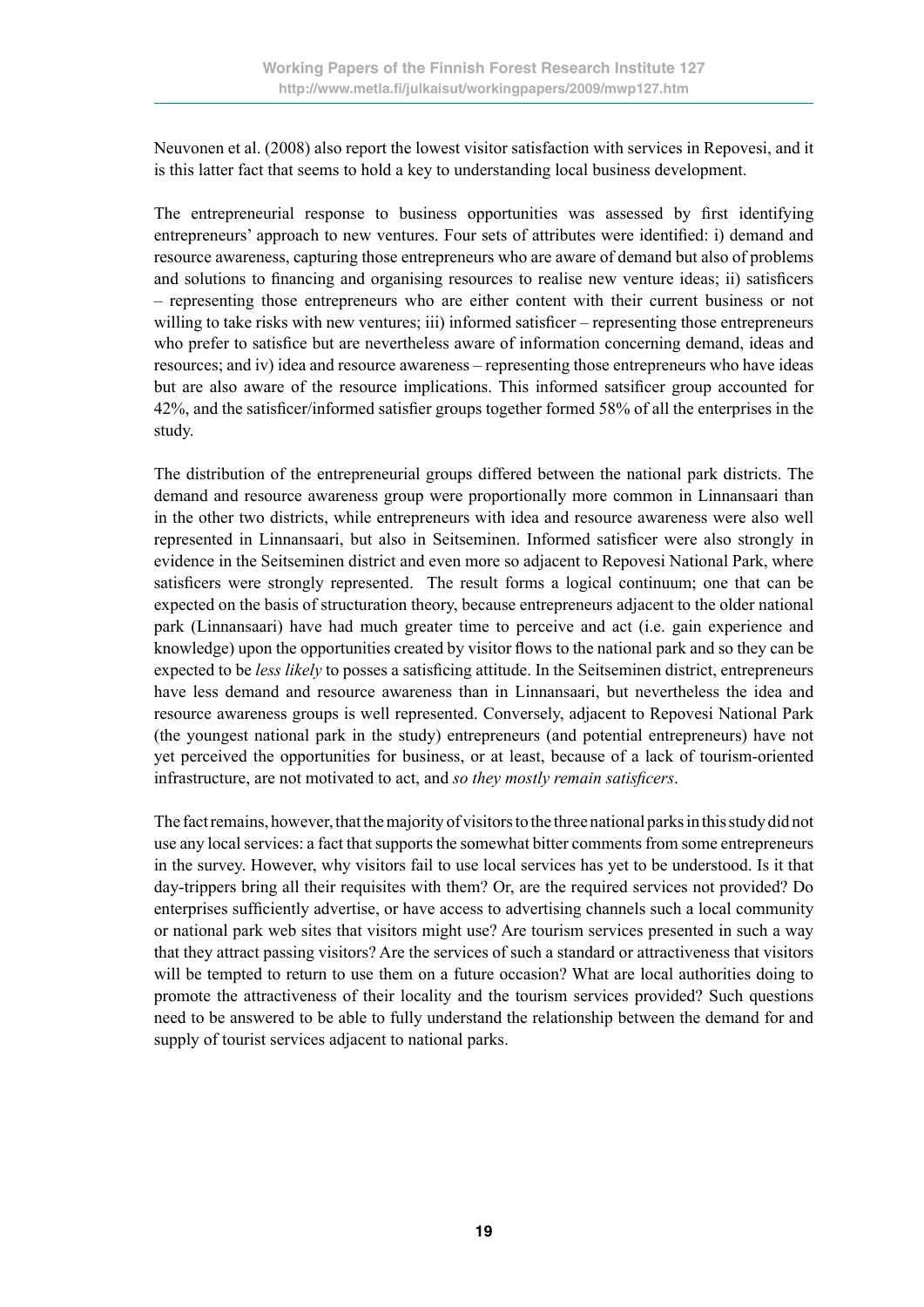Neuvonen et al. (2008) also report the lowest visitor satisfaction with services in Repovesi, and it is this latter fact that seems to hold a key to understanding local business development.

The entrepreneurial response to business opportunities was assessed by first identifying entrepreneurs' approach to new ventures. Four sets of attributes were identified: i) demand and resource awareness, capturing those entrepreneurs who are aware of demand but also of problems and solutions to financing and organising resources to realise new venture ideas; ii) satisficers – representing those entrepreneurs who are either content with their current business or not willing to take risks with new ventures; iii) informed satisficer – representing those entrepreneurs who prefer to satisfice but are nevertheless aware of information concerning demand, ideas and resources; and iv) idea and resource awareness – representing those entrepreneurs who have ideas but are also aware of the resource implications. This informed satsificer group accounted for 42%, and the satisficer/informed satisfier groups together formed 58% of all the enterprises in the study.

The distribution of the entrepreneurial groups differed between the national park districts. The demand and resource awareness group were proportionally more common in Linnansaari than in the other two districts, while entrepreneurs with idea and resource awareness were also well represented in Linnansaari, but also in Seitseminen. Informed satisficer were also strongly in evidence in the Seitseminen district and even more so adjacent to Repovesi National Park, where satisficers were strongly represented. The result forms a logical continuum; one that can be expected on the basis of structuration theory, because entrepreneurs adjacent to the older national park (Linnansaari) have had much greater time to perceive and act (i.e. gain experience and knowledge) upon the opportunities created by visitor flows to the national park and so they can be expected to be *less likely* to posses a satisficing attitude. In the Seitseminen district, entrepreneurs have less demand and resource awareness than in Linnansaari, but nevertheless the idea and resource awareness groups is well represented. Conversely, adjacent to Repovesi National Park (the youngest national park in the study) entrepreneurs (and potential entrepreneurs) have not yet perceived the opportunities for business, or at least, because of a lack of tourism-oriented infrastructure, are not motivated to act, and *so they mostly remain satisficers*.

The fact remains, however, that the majority of visitors to the three national parks in this study did not use any local services: a fact that supports the somewhat bitter comments from some entrepreneurs in the survey. However, why visitors fail to use local services has yet to be understood. Is it that day-trippers bring all their requisites with them? Or, are the required services not provided? Do enterprises sufficiently advertise, or have access to advertising channels such a local community or national park web sites that visitors might use? Are tourism services presented in such a way that they attract passing visitors? Are the services of such a standard or attractiveness that visitors will be tempted to return to use them on a future occasion? What are local authorities doing to promote the attractiveness of their locality and the tourism services provided? Such questions need to be answered to be able to fully understand the relationship between the demand for and supply of tourist services adjacent to national parks.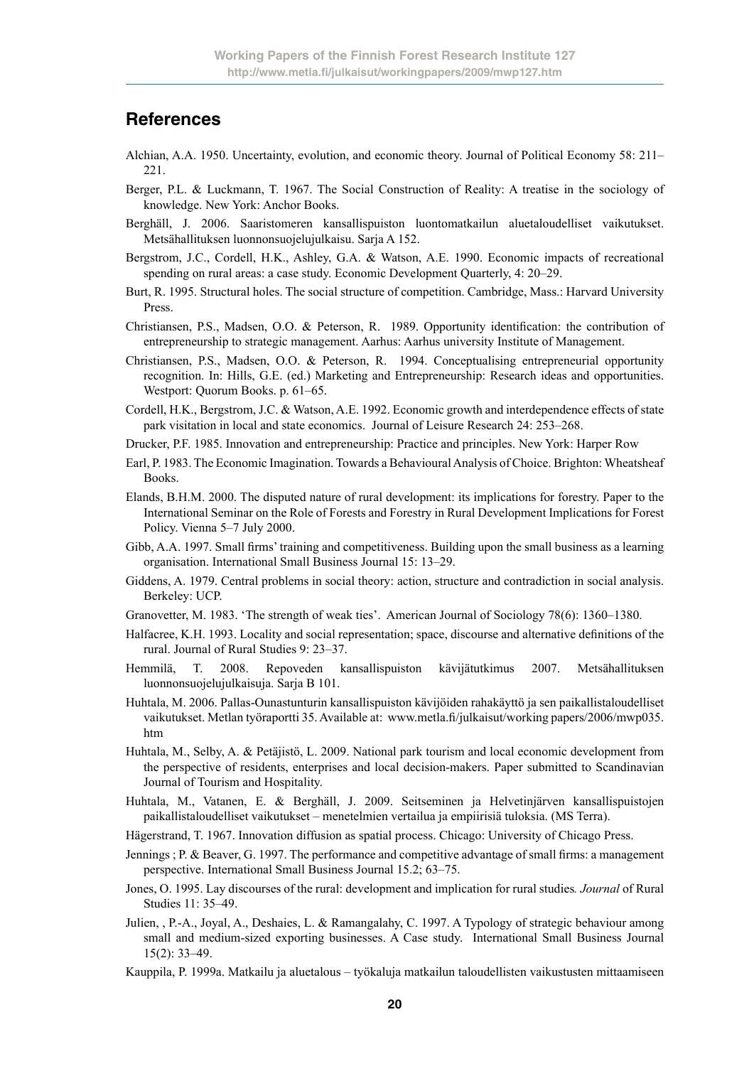## References

Alchian, A.A. 1950. Uncertainty, evolution, and economic theory. Journal of Political Economy 58: 211–221.

Berger, P.L. & Luckmann, T. 1967. The Social Construction of Reality: A treatise in the sociology of knowledge. New York: Anchor Books.

Berghäll, J. 2006. Saaristomeren kansallispuiston luontomatkailun aluetaloudelliset vaikutukset. Metsähallituksen luonnonsuojelujulkaisu. Sarja A 152.

Bergstrom, J.C., Cordell, H.K., Ashley, G.A. & Watson, A.E. 1990. Economic impacts of recreational spending on rural areas: a case study. Economic Development Quarterly, 4: 20–29.

Burt, R. 1995. Structural holes. The social structure of competition. Cambridge, Mass.: Harvard University Press.

Christiansen, P.S., Madsen, O.O. & Peterson, R. 1989. Opportunity identification: the contribution of entrepreneurship to strategic management. Aarhus: Aarhus university Institute of Management.

Christiansen, P.S., Madsen, O.O. & Peterson, R. 1994. Conceptualising entrepreneurial opportunity recognition. In: Hills, G.E. (ed.) Marketing and Entrepreneurship: Research ideas and opportunities. Westport: Quorum Books. p. 61–65.

Cordell, H.K., Bergstrom, J.C. & Watson, A.E. 1992. Economic growth and interdependence effects of state park visitation in local and state economics. Journal of Leisure Research 24: 253–268.

Drucker, P.F. 1985. Innovation and entrepreneurship: Practice and principles. New York: Harper Row

Earl, P. 1983. The Economic Imagination. Towards a Behavioural Analysis of Choice. Brighton: Wheatsheaf Books.

Elands, B.H.M. 2000. The disputed nature of rural development: its implications for forestry. Paper to the International Seminar on the Role of Forests and Forestry in Rural Development Implications for Forest Policy. Vienna 5–7 July 2000.

Gibb, A.A. 1997. Small firms' training and competitiveness. Building upon the small business as a learning organisation. International Small Business Journal 15: 13–29.

Giddens, A. 1979. Central problems in social theory: action, structure and contradiction in social analysis. Berkeley: UCP.

Granovetter, M. 1983. 'The strength of weak ties'. American Journal of Sociology 78(6): 1360–1380.

Halfacree, K.H. 1993. Locality and social representation; space, discourse and alternative definitions of the rural. Journal of Rural Studies 9: 23–37.

Hemmilä, T. 2008. Repoveden kansallispuiston kävijätutkimus 2007. Metsähallituksen luonnonsuojelujulkaisuja. Sarja B 101.

Huhtala, M. 2006. Pallas-Ounastunturin kansallispuiston kävijöiden rahakäyttö ja sen paikallistaloudelliset vaikutukset. Metlan työraportti 35. Available at: www.metla.fi/julkaisut/working papers/2006/mwp035.htm

Huhtala, M., Selby, A. & Petäjistö, L. 2009. National park tourism and local economic development from the perspective of residents, enterprises and local decision-makers. Paper submitted to Scandinavian Journal of Tourism and Hospitality.

Huhtala, M., Vatanen, E. & Berghäll, J. 2009. Seitseminen ja Helvetinjärven kansallispuistojen paikallistaloudelliset vaikutukset – menetelmien vertailua ja empiirisiä tuloksia. (MS Terra).

Hägerstrand, T. 1967. Innovation diffusion as spatial process. Chicago: University of Chicago Press.

Jennings ; P. & Beaver, G. 1997. The performance and competitive advantage of small firms: a management perspective. International Small Business Journal 15.2; 63–75.

Jones, O. 1995. Lay discourses of the rural: development and implication for rural studies*. Journal* of Rural Studies 11: 35–49.

Julien, , P.-A., Joyal, A., Deshaies, L. & Ramangalahy, C. 1997. A Typology of strategic behaviour among small and medium-sized exporting businesses. A Case study. International Small Business Journal 15(2): 33–49.

Kauppila, P. 1999a. Matkailu ja aluetalous – työkaluja matkailun taloudellisten vaikustusten mittaamiseen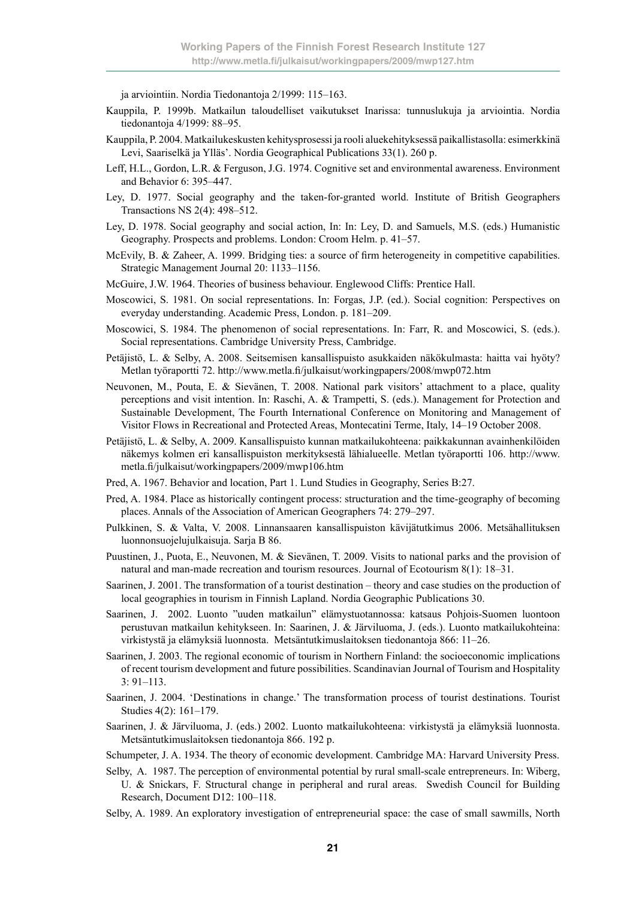ja arviointiin. Nordia Tiedonantoja 2/1999: 115–163.

Kauppila, P. 1999b. Matkailun taloudelliset vaikutukset Inarissa: tunnuslukuja ja arviointia. Nordia tiedonantoja 4/1999: 88–95.

Kauppila, P. 2004. Matkailukeskusten kehitysprosessi ja rooli aluekehityksessä paikallistasolla: esimerkkinä Levi, Saariselkä ja Ylläs'. Nordia Geographical Publications 33(1). 260 p.

Leff, H.L., Gordon, L.R. & Ferguson, J.G. 1974. Cognitive set and environmental awareness. Environment and Behavior 6: 395–447.

Ley, D. 1977. Social geography and the taken-for-granted world. Institute of British Geographers Transactions NS 2(4): 498–512.

Ley, D. 1978. Social geography and social action, In: In: Ley, D. and Samuels, M.S. (eds.) Humanistic Geography. Prospects and problems. London: Croom Helm. p. 41–57.

McEvily, B. & Zaheer, A. 1999. Bridging ties: a source of firm heterogeneity in competitive capabilities. Strategic Management Journal 20: 1133–1156.

McGuire, J.W. 1964. Theories of business behaviour. Englewood Cliffs: Prentice Hall.

Moscowici, S. 1981. On social representations. In: Forgas, J.P. (ed.). Social cognition: Perspectives on everyday understanding. Academic Press, London. p. 181–209.

Moscowici, S. 1984. The phenomenon of social representations. In: Farr, R. and Moscowici, S. (eds.). Social representations. Cambridge University Press, Cambridge.

Petäjistö, L. & Selby, A. 2008. Seitsemisen kansallispuisto asukkaiden näkökulmasta: haitta vai hyöty? Metlan työraportti 72. http://www.metla.fi/julkaisut/workingpapers/2008/mwp072.htm

Neuvonen, M., Pouta, E. & Sievänen, T. 2008. National park visitors' attachment to a place, quality perceptions and visit intention. In: Raschi, A. & Trampetti, S. (eds.). Management for Protection and Sustainable Development, The Fourth International Conference on Monitoring and Management of Visitor Flows in Recreational and Protected Areas, Montecatini Terme, Italy, 14–19 October 2008.

Petäjistö, L. & Selby, A. 2009. Kansallispuisto kunnan matkailukohteena: paikkakunnan avainhenkilöiden näkemys kolmen eri kansallispuiston merkityksestä lähialueelle. Metlan työraportti 106. http://www.metla.fi/julkaisut/workingpapers/2009/mwp106.htm

Pred, A. 1967. Behavior and location, Part 1. Lund Studies in Geography, Series B:27.

Pred, A. 1984. Place as historically contingent process: structuration and the time-geography of becoming places. Annals of the Association of American Geographers 74: 279–297.

Pulkkinen, S. & Valta, V. 2008. Linnansaaren kansallispuiston kävijätutkimus 2006. Metsähallituksen luonnonsuojelujulkaisuja. Sarja B 86.

Puustinen, J., Puota, E., Neuvonen, M. & Sievänen, T. 2009. Visits to national parks and the provision of natural and man-made recreation and tourism resources. Journal of Ecotourism 8(1): 18–31.

Saarinen, J. 2001. The transformation of a tourist destination – theory and case studies on the production of local geographies in tourism in Finnish Lapland. Nordia Geographic Publications 30.

Saarinen, J. 2002. Luonto "uuden matkailun" elämystuotannossa: katsaus Pohjois-Suomen luontoon perustuvan matkailun kehitykseen. In: Saarinen, J. & Järviluoma, J. (eds.). Luonto matkailukohteina: virkistystä ja elämyksiä luonnosta. Metsäntutkimuslaitoksen tiedonantoja 866: 11–26.

Saarinen, J. 2003. The regional economic of tourism in Northern Finland: the socioeconomic implications of recent tourism development and future possibilities. Scandinavian Journal of Tourism and Hospitality 3: 91–113.

Saarinen, J. 2004. 'Destinations in change.' The transformation process of tourist destinations. Tourist Studies 4(2): 161–179.

Saarinen, J. & Järviluoma, J. (eds.) 2002. Luonto matkailukohteena: virkistystä ja elämyksiä luonnosta. Metsäntutkimuslaitoksen tiedonantoja 866. 192 p.

Schumpeter, J. A. 1934. The theory of economic development. Cambridge MA: Harvard University Press.

Selby, A. 1987. The perception of environmental potential by rural small-scale entrepreneurs. In: Wiberg, U. & Snickars, F. Structural change in peripheral and rural areas. Swedish Council for Building Research, Document D12: 100–118.

Selby, A. 1989. An exploratory investigation of entrepreneurial space: the case of small sawmills, North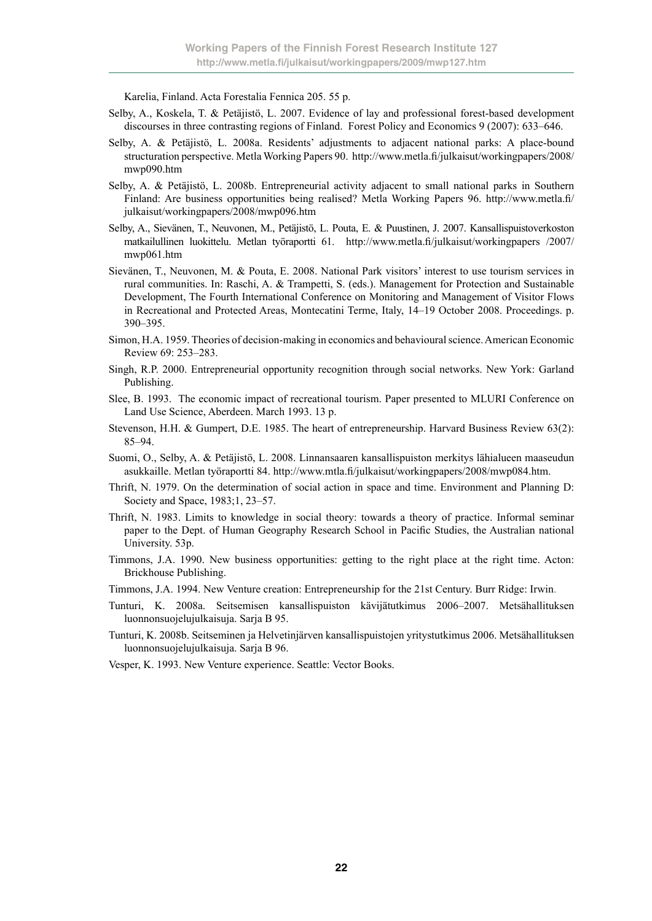Karelia, Finland. Acta Forestalia Fennica 205. 55 p.

Selby, A., Koskela, T. & Petäjistö, L. 2007. Evidence of lay and professional forest-based development discourses in three contrasting regions of Finland. Forest Policy and Economics 9 (2007): 633–646.

Selby, A. & Petäjistö, L. 2008a. Residents' adjustments to adjacent national parks: A place-bound structuration perspective. Metla Working Papers 90. http://www.metla.fi/julkaisut/workingpapers/2008/mwp090.htm

Selby, A. & Petäjistö, L. 2008b. Entrepreneurial activity adjacent to small national parks in Southern Finland: Are business opportunities being realised? Metla Working Papers 96. http://www.metla.fi/julkaisut/workingpapers/2008/mwp096.htm

Selby, A., Sievänen, T., Neuvonen, M., Petäjistö, L. Pouta, E. & Puustinen, J. 2007. Kansallispuistoverkoston matkailullinen luokittelu. Metlan työraportti 61. http://www.metla.fi/julkaisut/workingpapers /2007/mwp061.htm

Sievänen, T., Neuvonen, M. & Pouta, E. 2008. National Park visitors' interest to use tourism services in rural communities. In: Raschi, A. & Trampetti, S. (eds.). Management for Protection and Sustainable Development, The Fourth International Conference on Monitoring and Management of Visitor Flows in Recreational and Protected Areas, Montecatini Terme, Italy, 14–19 October 2008. Proceedings. p. 390–395.

Simon, H.A. 1959. Theories of decision-making in economics and behavioural science. American Economic Review 69: 253–283.

Singh, R.P. 2000. Entrepreneurial opportunity recognition through social networks. New York: Garland Publishing.

Slee, B. 1993. The economic impact of recreational tourism. Paper presented to MLURI Conference on Land Use Science, Aberdeen. March 1993. 13 p.

Stevenson, H.H. & Gumpert, D.E. 1985. The heart of entrepreneurship. Harvard Business Review 63(2): 85–94.

Suomi, O., Selby, A. & Petäjistö, L. 2008. Linnansaaren kansallispuiston merkitys lähialueen maaseudun asukkaille. Metlan työraportti 84. http://www.mtla.fi/julkaisut/workingpapers/2008/mwp084.htm.

Thrift, N. 1979. On the determination of social action in space and time. Environment and Planning D: Society and Space, 1983;1, 23–57.

Thrift, N. 1983. Limits to knowledge in social theory: towards a theory of practice. Informal seminar paper to the Dept. of Human Geography Research School in Pacific Studies, the Australian national University. 53p.

Timmons, J.A. 1990. New business opportunities: getting to the right place at the right time. Acton: Brickhouse Publishing.

Timmons, J.A. 1994. New Venture creation: Entrepreneurship for the 21st Century. Burr Ridge: Irwin.

Tunturi, K. 2008a. Seitsemisen kansallispuiston kävijätutkimus 2006–2007. Metsähallituksen luonnonsuojelujulkaisuja. Sarja B 95.

Tunturi, K. 2008b. Seitseminen ja Helvetinjärven kansallispuistojen yritystutkimus 2006. Metsähallituksen luonnonsuojelujulkaisuja. Sarja B 96.

Vesper, K. 1993. New Venture experience. Seattle: Vector Books.